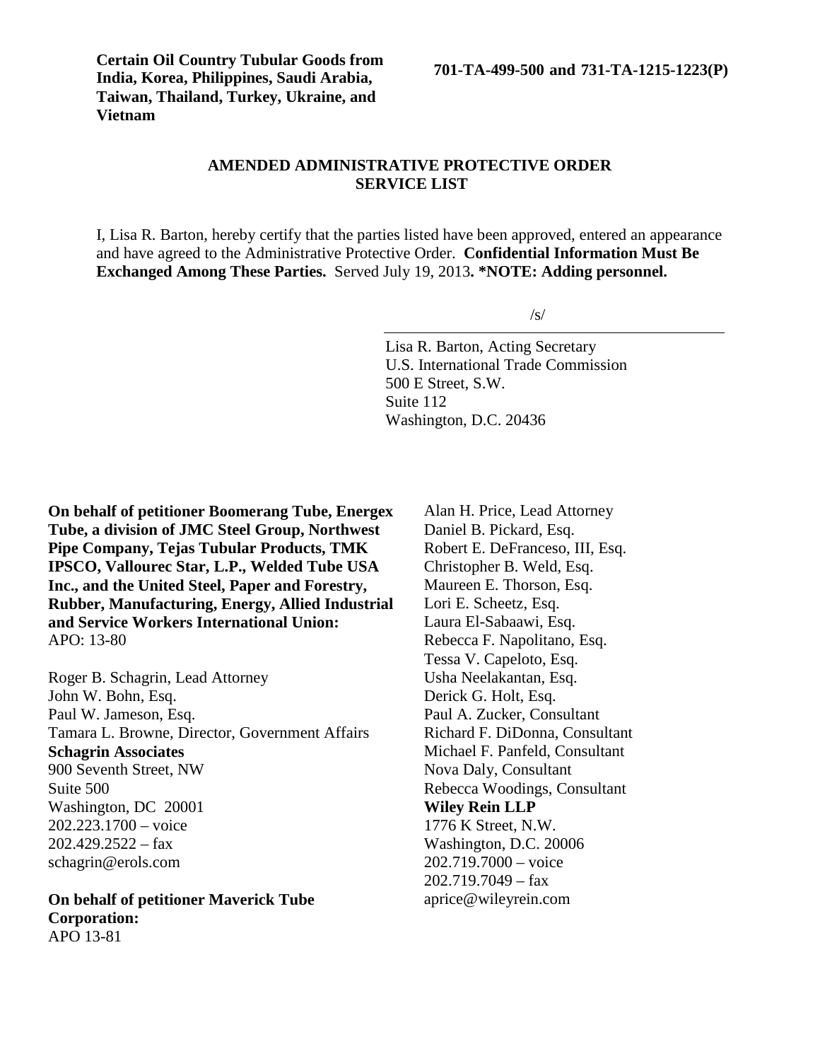**Certain Oil Country Tubular Goods from India, Korea, Philippines, Saudi Arabia, Taiwan, Thailand, Turkey, Ukraine, and Vietnam**

**701-TA-499-500 and 731-TA-1215-1223(P)**

## AMENDED ADMINISTRATIVE PROTECTIVE ORDER SERVICE LIST

I, Lisa R. Barton, hereby certify that the parties listed have been approved, entered an appearance and have agreed to the Administrative Protective Order. **Confidential Information Must Be Exchanged Among These Parties.** Served July 19, 2013**. *NOTE: Adding personnel.**

/s/

Lisa R. Barton, Acting Secretary
U.S. International Trade Commission
500 E Street, S.W.
Suite 112
Washington, D.C. 20436

**On behalf of petitioner Boomerang Tube, Energex Tube, a division of JMC Steel Group, Northwest Pipe Company, Tejas Tubular Products, TMK IPSCO, Vallourec Star, L.P., Welded Tube USA Inc., and the United Steel, Paper and Forestry, Rubber, Manufacturing, Energy, Allied Industrial and Service Workers International Union:**
APO: 13-80

Roger B. Schagrin, Lead Attorney
John W. Bohn, Esq.
Paul W. Jameson, Esq.
Tamara L. Browne, Director, Government Affairs
**Schagrin Associates**
900 Seventh Street, NW
Suite 500
Washington, DC 20001
202.223.1700 – voice
202.429.2522 – fax
schagrin@erols.com

**On behalf of petitioner Maverick Tube Corporation:**
APO 13-81

Alan H. Price, Lead Attorney
Daniel B. Pickard, Esq.
Robert E. DeFranceso, III, Esq.
Christopher B. Weld, Esq.
Maureen E. Thorson, Esq.
Lori E. Scheetz, Esq.
Laura El-Sabaawi, Esq.
Rebecca F. Napolitano, Esq.
Tessa V. Capeloto, Esq.
Usha Neelakantan, Esq.
Derick G. Holt, Esq.
Paul A. Zucker, Consultant
Richard F. DiDonna, Consultant
Michael F. Panfeld, Consultant
Nova Daly, Consultant
Rebecca Woodings, Consultant
**Wiley Rein LLP**
1776 K Street, N.W.
Washington, D.C. 20006
202.719.7000 – voice
202.719.7049 – fax
aprice@wileyrein.com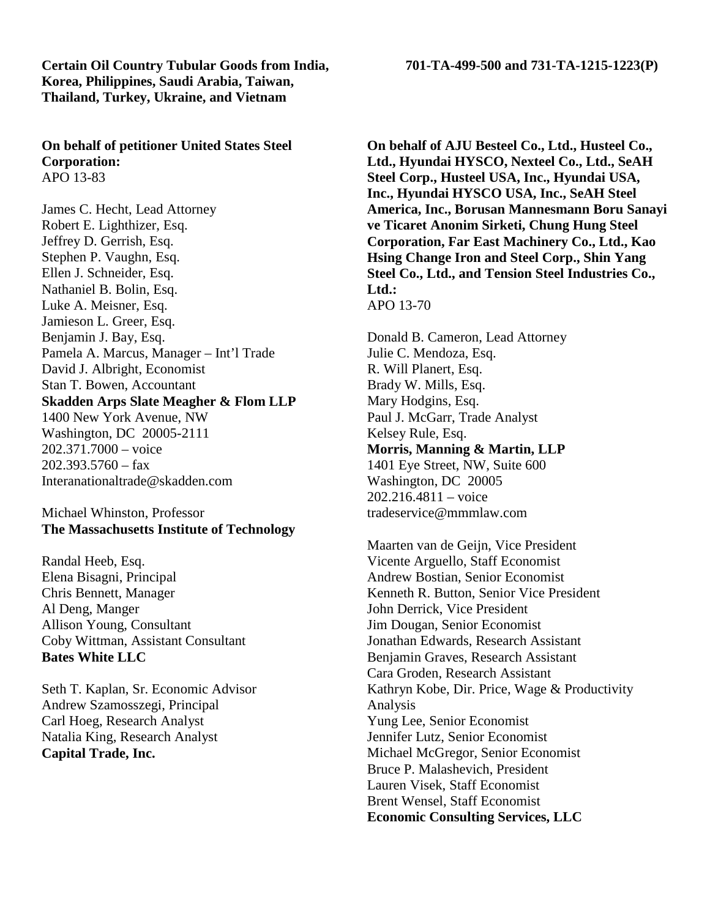**Certain Oil Country Tubular Goods from India, Korea, Philippines, Saudi Arabia, Taiwan, Thailand, Turkey, Ukraine, and Vietnam**

**701-TA-499-500 and 731-TA-1215-1223(P)**

**On behalf of petitioner United States Steel Corporation:**
APO 13-83

James C. Hecht, Lead Attorney
Robert E. Lighthizer, Esq.
Jeffrey D. Gerrish, Esq.
Stephen P. Vaughn, Esq.
Ellen J. Schneider, Esq.
Nathaniel B. Bolin, Esq.
Luke A. Meisner, Esq.
Jamieson L. Greer, Esq.
Benjamin J. Bay, Esq.
Pamela A. Marcus, Manager – Int'l Trade
David J. Albright, Economist
Stan T. Bowen, Accountant
**Skadden Arps Slate Meagher & Flom LLP**
1400 New York Avenue, NW
Washington, DC 20005-2111
202.371.7000 – voice
202.393.5760 – fax
Interanationaltrade@skadden.com

Michael Whinston, Professor
**The Massachusetts Institute of Technology**

Randal Heeb, Esq.
Elena Bisagni, Principal
Chris Bennett, Manager
Al Deng, Manger
Allison Young, Consultant
Coby Wittman, Assistant Consultant
**Bates White LLC**

Seth T. Kaplan, Sr. Economic Advisor
Andrew Szamosszegi, Principal
Carl Hoeg, Research Analyst
Natalia King, Research Analyst
**Capital Trade, Inc.**

**On behalf of AJU Besteel Co., Ltd., Husteel Co., Ltd., Hyundai HYSCO, Nexteel Co., Ltd., SeAH Steel Corp., Husteel USA, Inc., Hyundai USA, Inc., Hyundai HYSCO USA, Inc., SeAH Steel America, Inc., Borusan Mannesmann Boru Sanayi ve Ticaret Anonim Sirketi, Chung Hung Steel Corporation, Far East Machinery Co., Ltd., Kao Hsing Change Iron and Steel Corp., Shin Yang Steel Co., Ltd., and Tension Steel Industries Co., Ltd.:**
APO 13-70

Donald B. Cameron, Lead Attorney
Julie C. Mendoza, Esq.
R. Will Planert, Esq.
Brady W. Mills, Esq.
Mary Hodgins, Esq.
Paul J. McGarr, Trade Analyst
Kelsey Rule, Esq.
**Morris, Manning & Martin, LLP**
1401 Eye Street, NW, Suite 600
Washington, DC 20005
202.216.4811 – voice
tradeservice@mmmlaw.com

Maarten van de Geijn, Vice President
Vicente Arguello, Staff Economist
Andrew Bostian, Senior Economist
Kenneth R. Button, Senior Vice President
John Derrick, Vice President
Jim Dougan, Senior Economist
Jonathan Edwards, Research Assistant
Benjamin Graves, Research Assistant
Cara Groden, Research Assistant
Kathryn Kobe, Dir. Price, Wage & Productivity Analysis
Yung Lee, Senior Economist
Jennifer Lutz, Senior Economist
Michael McGregor, Senior Economist
Bruce P. Malashevich, President
Lauren Visek, Staff Economist
Brent Wensel, Staff Economist
**Economic Consulting Services, LLC**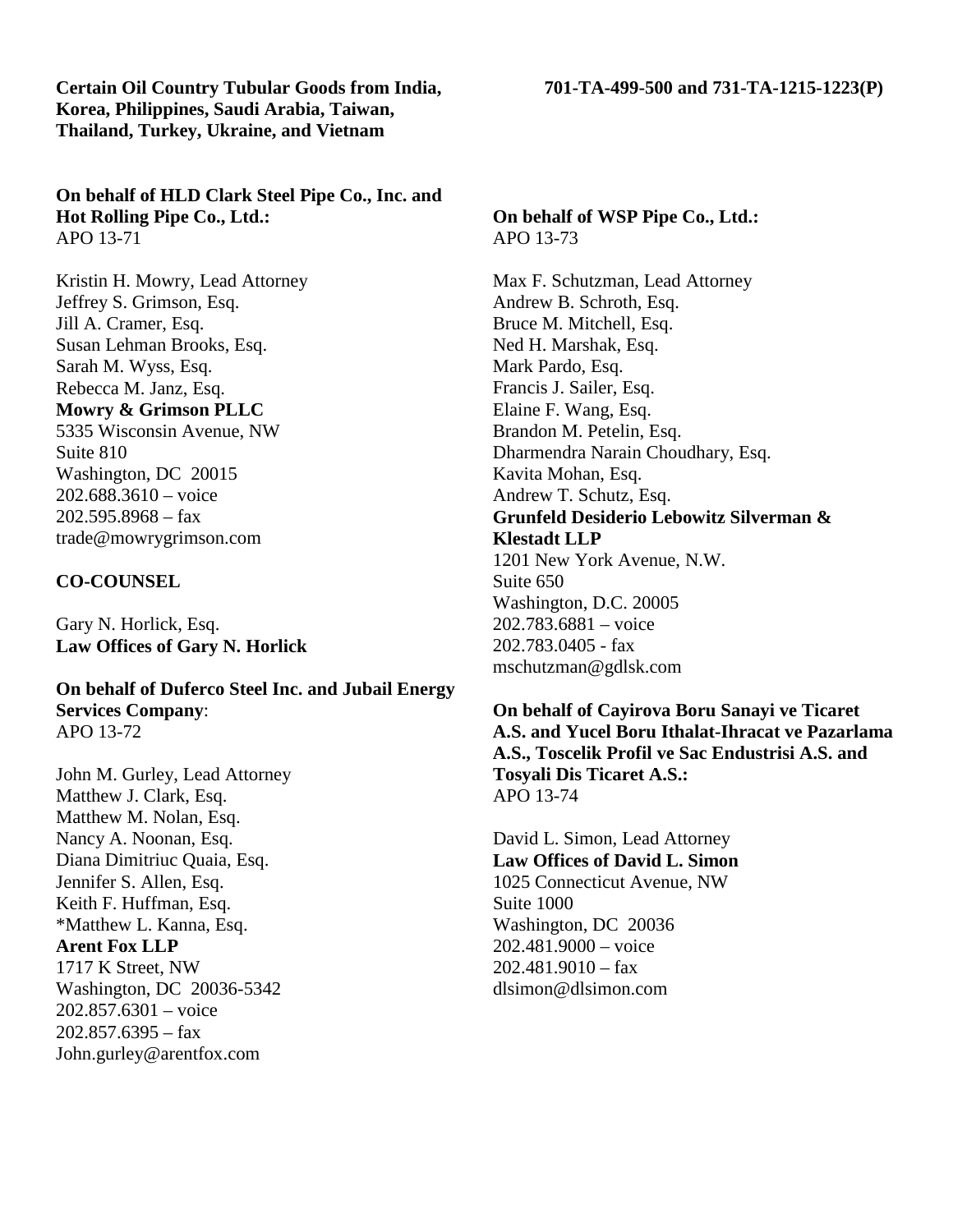**Certain Oil Country Tubular Goods from India, Korea, Philippines, Saudi Arabia, Taiwan, Thailand, Turkey, Ukraine, and Vietnam**

**701-TA-499-500 and 731-TA-1215-1223(P)**

**On behalf of HLD Clark Steel Pipe Co., Inc. and Hot Rolling Pipe Co., Ltd.:**
APO 13-71

Kristin H. Mowry, Lead Attorney
Jeffrey S. Grimson, Esq.
Jill A. Cramer, Esq.
Susan Lehman Brooks, Esq.
Sarah M. Wyss, Esq.
Rebecca M. Janz, Esq.
**Mowry & Grimson PLLC**
5335 Wisconsin Avenue, NW
Suite 810
Washington, DC 20015
202.688.3610 – voice
202.595.8968 – fax
trade@mowrygrimson.com

**CO-COUNSEL**

Gary N. Horlick, Esq.
**Law Offices of Gary N. Horlick**

**On behalf of Duferco Steel Inc. and Jubail Energy Services Company**:
APO 13-72

John M. Gurley, Lead Attorney
Matthew J. Clark, Esq.
Matthew M. Nolan, Esq.
Nancy A. Noonan, Esq.
Diana Dimitriuc Quaia, Esq.
Jennifer S. Allen, Esq.
Keith F. Huffman, Esq.
*Matthew L. Kanna, Esq.
**Arent Fox LLP**
1717 K Street, NW
Washington, DC 20036-5342
202.857.6301 – voice
202.857.6395 – fax
John.gurley@arentfox.com

**On behalf of WSP Pipe Co., Ltd.:**
APO 13-73

Max F. Schutzman, Lead Attorney
Andrew B. Schroth, Esq.
Bruce M. Mitchell, Esq.
Ned H. Marshak, Esq.
Mark Pardo, Esq.
Francis J. Sailer, Esq.
Elaine F. Wang, Esq.
Brandon M. Petelin, Esq.
Dharmendra Narain Choudhary, Esq.
Kavita Mohan, Esq.
Andrew T. Schutz, Esq.
**Grunfeld Desiderio Lebowitz Silverman & Klestadt LLP**
1201 New York Avenue, N.W.
Suite 650
Washington, D.C. 20005
202.783.6881 – voice
202.783.0405 - fax
mschutzman@gdlsk.com

**On behalf of Cayirova Boru Sanayi ve Ticaret A.S. and Yucel Boru Ithalat-Ihracat ve Pazarlama A.S., Toscelik Profil ve Sac Endustrisi A.S. and Tosyali Dis Ticaret A.S.:**
APO 13-74

David L. Simon, Lead Attorney
**Law Offices of David L. Simon**
1025 Connecticut Avenue, NW
Suite 1000
Washington, DC 20036
202.481.9000 – voice
202.481.9010 – fax
dlsimon@dlsimon.com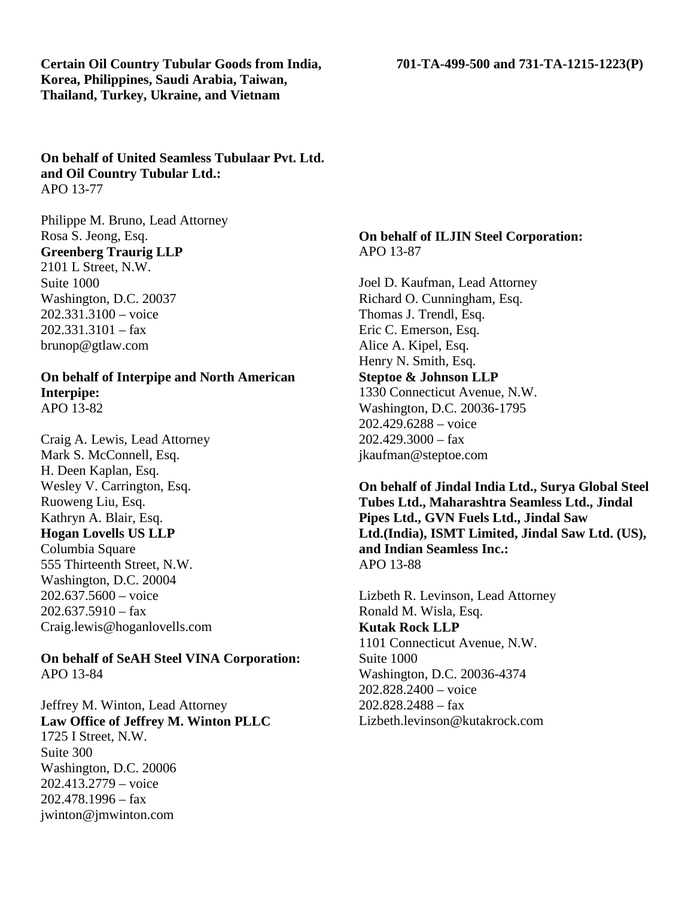**Certain Oil Country Tubular Goods from India, Korea, Philippines, Saudi Arabia, Taiwan, Thailand, Turkey, Ukraine, and Vietnam**

**701-TA-499-500 and 731-TA-1215-1223(P)**

**On behalf of United Seamless Tubulaar Pvt. Ltd. and Oil Country Tubular Ltd.:**
APO 13-77

Philippe M. Bruno, Lead Attorney
Rosa S. Jeong, Esq.
**Greenberg Traurig LLP**
2101 L Street, N.W.
Suite 1000
Washington, D.C. 20037
202.331.3100 – voice
202.331.3101 – fax
brunop@gtlaw.com

**On behalf of Interpipe and North American Interpipe:**
APO 13-82

Craig A. Lewis, Lead Attorney
Mark S. McConnell, Esq.
H. Deen Kaplan, Esq.
Wesley V. Carrington, Esq.
Ruoweng Liu, Esq.
Kathryn A. Blair, Esq.
**Hogan Lovells US LLP**
Columbia Square
555 Thirteenth Street, N.W.
Washington, D.C. 20004
202.637.5600 – voice
202.637.5910 – fax
Craig.lewis@hoganlovells.com

**On behalf of SeAH Steel VINA Corporation:**
APO 13-84

Jeffrey M. Winton, Lead Attorney
**Law Office of Jeffrey M. Winton PLLC**
1725 I Street, N.W.
Suite 300
Washington, D.C. 20006
202.413.2779 – voice
202.478.1996 – fax
jwinton@jmwinton.com

**On behalf of ILJIN Steel Corporation:**
APO 13-87

Joel D. Kaufman, Lead Attorney
Richard O. Cunningham, Esq.
Thomas J. Trendl, Esq.
Eric C. Emerson, Esq.
Alice A. Kipel, Esq.
Henry N. Smith, Esq.
**Steptoe & Johnson LLP**
1330 Connecticut Avenue, N.W.
Washington, D.C. 20036-1795
202.429.6288 – voice
202.429.3000 – fax
jkaufman@steptoe.com

**On behalf of Jindal India Ltd., Surya Global Steel Tubes Ltd., Maharashtra Seamless Ltd., Jindal Pipes Ltd., GVN Fuels Ltd., Jindal Saw Ltd.(India), ISMT Limited, Jindal Saw Ltd. (US), and Indian Seamless Inc.:**
APO 13-88

Lizbeth R. Levinson, Lead Attorney
Ronald M. Wisla, Esq.
**Kutak Rock LLP**
1101 Connecticut Avenue, N.W.
Suite 1000
Washington, D.C. 20036-4374
202.828.2400 – voice
202.828.2488 – fax
Lizbeth.levinson@kutakrock.com